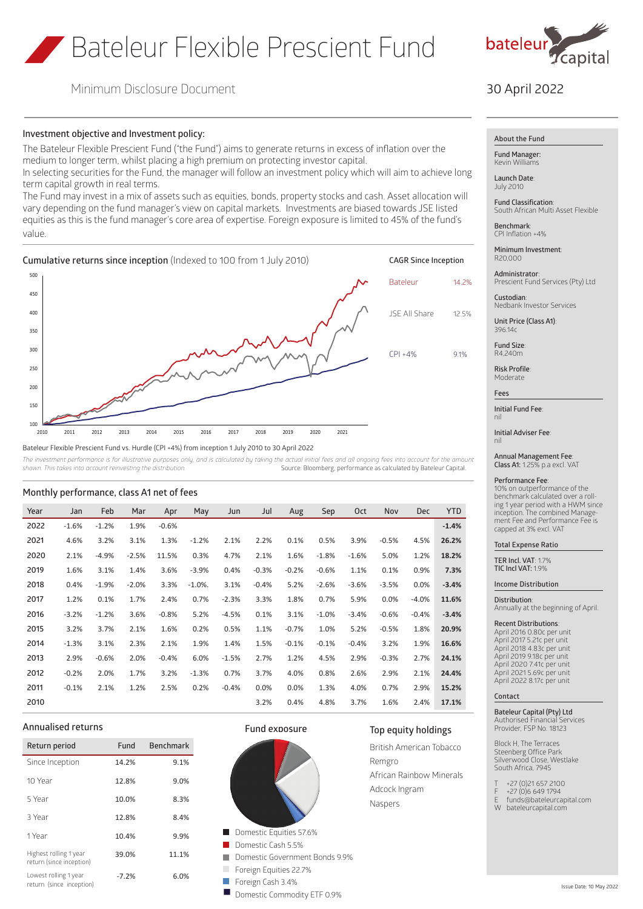# Bateleur Flexible Prescient Fund

Minimum Disclosure Document

30 April 2022

## Investment objective and Investment policy:

The Bateleur Flexible Prescient Fund ("the Fund") aims to generate returns in excess of inflation over the medium to longer term, whilst placing a high premium on protecting investor capital.
In selecting securities for the Fund, the manager will follow an investment policy which will aim to achieve long term capital growth in real terms.
The Fund may invest in a mix of assets such as equities, bonds, property stocks and cash. Asset allocation will vary depending on the fund manager's view on capital markets. Investments are biased towards JSE listed equities as this is the fund manager's core area of expertise. Foreign exposure is limited to 45% of the fund's value.

## Cumulative returns since inception (Indexed to 100 from 1 July 2010)

**CAGR Since Inception**

| | |
|---|---|
| Bateleur | 14.2% |
| JSE All Share | 12.5% |
| CPI +4% | 9.1% |

Bateleur Flexible Prescient Fund vs. Hurdle (CPI +4%) from inception 1 July 2010 to 30 April 2022

*The investment performance is for illustrative purposes only, and is calculated by taking the actual initial fees and all ongoing fees into account for the amount shown. This takes into account reinvesting the distribution.*

Source: Bloomberg, performance as calculated by Bateleur Capital.

## Monthly performance, class A1 net of fees

| Year | Jan | Feb | Mar | Apr | May | Jun | Jul | Aug | Sep | Oct | Nov | Dec | YTD |
|---|---|---|---|---|---|---|---|---|---|---|---|---|---|
| 2022 | -1.6% | -1.2% | 1.9% | -0.6% | | | | | | | | | **-1.4%** |
| 2021 | 4.6% | 3.2% | 3.1% | 1.3% | -1.2% | 2.1% | 2.2% | 0.1% | 0.5% | 3.9% | -0.5% | 4.5% | **26.2%** |
| 2020 | 2.1% | -4.9% | -2.5% | 11.5% | 0.3% | 4.7% | 2.1% | 1.6% | -1.8% | -1.6% | 5.0% | 1.2% | **18.2%** |
| 2019 | 1.6% | 3.1% | 1.4% | 3.6% | -3.9% | 0.4% | -0.3% | -0.2% | -0.6% | 1.1% | 0.1% | 0.9% | **7.3%** |
| 2018 | 0.4% | -1.9% | -2.0% | 3.3% | -1.0%. | 3.1% | -0.4% | 5.2% | -2.6% | -3.6% | -3.5% | 0.0% | **-3.4%** |
| 2017 | 1.2% | 0.1% | 1.7% | 2.4% | 0.7% | -2.3% | 3.3% | 1.8% | 0.7% | 5.9% | 0.0% | -4.0% | **11.6%** |
| 2016 | -3.2% | -1.2% | 3.6% | -0.8% | 5.2% | -4.5% | 0.1% | 3.1% | -1.0% | -3.4% | -0.6% | -0.4% | **-3.4%** |
| 2015 | 3.2% | 3.7% | 2.1% | 1.6% | 0.2% | 0.5% | 1.1% | -0.7% | 1.0% | 5.2% | -0.5% | 1.8% | **20.9%** |
| 2014 | -1.3% | 3.1% | 2.3% | 2.1% | 1.9% | 1.4% | 1.5% | -0.1% | -0.1% | -0.4% | 3.2% | 1.9% | **16.6%** |
| 2013 | 2.9% | -0.6% | 2.0% | -0.4% | 6.0% | -1.5% | 2.7% | 1.2% | 4.5% | 2.9% | -0.3% | 2.7% | **24.1%** |
| 2012 | -0.2% | 2.0% | 1.7% | 3.2% | -1.3% | 0.7% | 3.7% | 4.0% | 0.8% | 2.6% | 2.9% | 2.1% | **24.4%** |
| 2011 | -0.1% | 2.1% | 1.2% | 2.5% | 0.2% | -0.4% | 0.0% | 0.0% | 1.3% | 4.0% | 0.7% | 2.9% | **15.2%** |
| 2010 | | | | | | | 3.2% | 0.4% | 4.8% | 3.7% | 1.6% | 2.4% | **17.1%** |

## Annualised returns

| Return period | Fund | Benchmark |
|---|---|---|
| Since Inception | 14.2% | 9.1% |
| 10 Year | 12.8% | 9.0% |
| 5 Year | 10.0% | 8.3% |
| 3 Year | 12.8% | 8.4% |
| 1 Year | 10.4% | 9.9% |
| Highest rolling 1 year return (since inception) | 39.0% | 11.1% |
| Lowest rolling 1 year return (since inception) | -7.2% | 6.0% |

## Fund exposure

- Domestic Equities 57.6%
- Domestic Cash 5.5%
- Domestic Government Bonds 9.9%
- Foreign Equities 22.7%
- Foreign Cash 3.4%
- Domestic Commodity ETF 0.9%

## Top equity holdings

- British American Tobacco
- Remgro
- African Rainbow Minerals
- Adcock Ingram
- Naspers

## About the Fund

**Fund Manager:** Kevin Williams

**Launch Date:** July 2010

**Fund Classification:** South African Multi Asset Flexible

**Benchmark:** CPI Inflation +4%

**Minimum Investment:** R20,000

**Administrator:** Prescient Fund Services (Pty) Ltd

**Custodian:** Nedbank Investor Services

**Unit Price (Class A1):** 396.14c

**Fund Size:** R4,240m

**Risk Profile:** Moderate

## Fees

**Initial Fund Fee:** nil

**Initial Adviser Fee:** nil

**Annual Management Fee:** **Class A1:** 1.25% p.a excl. VAT

**Performance Fee:** 10% on outperformance of the benchmark calculated over a rolling 1 year period with a HWM since inception. The combined Management Fee and Performance Fee is capped at 3% excl. VAT

## Total Expense Ratio

**TER Incl. VAT:** 1.7%
**TIC Incl VAT:** 1.9%

## Income Distribution

**Distribution:** Annually at the beginning of April.

**Recent Distributions:**
April 2016 0.80c per unit
April 2017 5.21c per unit
April 2018 4.83c per unit
April 2019 9.18c per unit
April 2020 7.41c per unit
April 2021 5.69c per unit
April 2022 8.17c per unit

## Contact

**Bateleur Capital (Pty) Ltd**
Authorised Financial Services Provider, FSP No. 18123

Block H, The Terraces
Steenberg Office Park
Silverwood Close, Westlake
South Africa, 7945

T +27 (0)21 657 2100
F +27 (0)6 649 1794
E funds@bateleurcapital.com
W bateleurcapital.com

Issue Date: 10 May 2022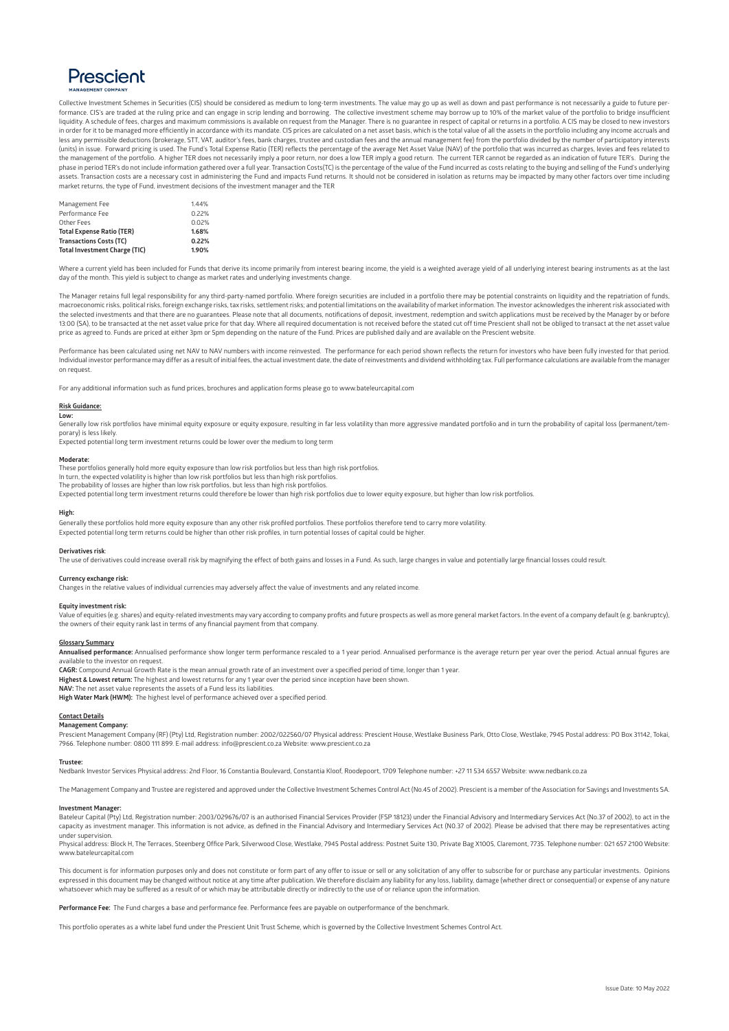# Prescient

MANAGEMENT COMPANY

Collective Investment Schemes in Securities (CIS) should be considered as medium to long-term investments. The value may go up as well as down and past performance is not necessarily a guide to future performance. CIS's are traded at the ruling price and can engage in scrip lending and borrowing. The collective investment scheme may borrow up to 10% of the market value of the portfolio to bridge insufficient liquidity. A schedule of fees, charges and maximum commissions is available on request from the Manager. There is no guarantee in respect of capital or returns in a portfolio. A CIS may be closed to new investors in order for it to be managed more efficiently in accordance with its mandate. CIS prices are calculated on a net asset basis, which is the total value of all the assets in the portfolio including any income accruals and less any permissible deductions (brokerage, STT, VAT, auditor's fees, bank charges, trustee and custodian fees and the annual management fee) from the portfolio divided by the number of participatory interests (units) in issue. Forward pricing is used. The Fund's Total Expense Ratio (TER) reflects the percentage of the average Net Asset Value (NAV) of the portfolio that was incurred as charges, levies and fees related to the management of the portfolio. A higher TER does not necessarily imply a poor return, nor does a low TER imply a good return. The current TER cannot be regarded as an indication of future TER's. During the phase in period TER's do not include information gathered over a full year. Transaction Costs(TC) is the percentage of the value of the Fund incurred as costs relating to the buying and selling of the Fund's underlying assets. Transaction costs are a necessary cost in administering the Fund and impacts Fund returns. It should not be considered in isolation as returns may be impacted by many other factors over time including market returns, the type of Fund, investment decisions of the investment manager and the TER

| | |
|---|---|
| Management Fee | 1.44% |
| Performance Fee | 0.22% |
| Other Fees | 0.02% |
| **Total Expense Ratio (TER)** | **1.68%** |
| **Transactions Costs (TC)** | **0.22%** |
| **Total Investment Charge (TIC)** | **1.90%** |

Where a current yield has been included for Funds that derive its income primarily from interest bearing income, the yield is a weighted average yield of all underlying interest bearing instruments as at the last day of the month. This yield is subject to change as market rates and underlying investments change.

The Manager retains full legal responsibility for any third-party-named portfolio. Where foreign securities are included in a portfolio there may be potential constraints on liquidity and the repatriation of funds, macroeconomic risks, political risks, foreign exchange risks, tax risks, settlement risks; and potential limitations on the availability of market information. The investor acknowledges the inherent risk associated with the selected investments and that there are no guarantees. Please note that all documents, notifications of deposit, investment, redemption and switch applications must be received by the Manager by or before 13:00 (SA), to be transacted at the net asset value price for that day. Where all required documentation is not received before the stated cut off time Prescient shall not be obliged to transact at the net asset value price as agreed to. Funds are priced at either 3pm or 5pm depending on the nature of the Fund. Prices are published daily and are available on the Prescient website.

Performance has been calculated using net NAV to NAV numbers with income reinvested. The performance for each period shown reflects the return for investors who have been fully invested for that period. Individual investor performance may differ as a result of initial fees, the actual investment date, the date of reinvestments and dividend withholding tax. Full performance calculations are available from the manager on request.

For any additional information such as fund prices, brochures and application forms please go to www.bateleurcapital.com

## Risk Guidance:

**Low:**

Generally low risk portfolios have minimal equity exposure or equity exposure, resulting in far less volatility than more aggressive mandated portfolio and in turn the probability of capital loss (permanent/temporary) is less likely.

Expected potential long term investment returns could be lower over the medium to long term

**Moderate:**

These portfolios generally hold more equity exposure than low risk portfolios but less than high risk portfolios.
In turn, the expected volatility is higher than low risk portfolios but less than high risk portfolios.
The probability of losses are higher than low risk portfolios, but less than high risk portfolios.
Expected potential long term investment returns could therefore be lower than high risk portfolios due to lower equity exposure, but higher than low risk portfolios.

**High:**

Generally these portfolios hold more equity exposure than any other risk profiled portfolios. These portfolios therefore tend to carry more volatility.
Expected potential long term returns could be higher than other risk profiles, in turn potential losses of capital could be higher.

**Derivatives risk**:

The use of derivatives could increase overall risk by magnifying the effect of both gains and losses in a Fund. As such, large changes in value and potentially large financial losses could result.

**Currency exchange risk:**

Changes in the relative values of individual currencies may adversely affect the value of investments and any related income.

**Equity investment risk:**

Value of equities (e.g. shares) and equity-related investments may vary according to company profits and future prospects as well as more general market factors. In the event of a company default (e.g. bankruptcy), the owners of their equity rank last in terms of any financial payment from that company.

## Glossary Summary

**Annualised performance:** Annualised performance show longer term performance rescaled to a 1 year period. Annualised performance is the average return per year over the period. Actual annual figures are available to the investor on request.

**CAGR:** Compound Annual Growth Rate is the mean annual growth rate of an investment over a specified period of time, longer than 1 year.

**Highest & Lowest return:** The highest and lowest returns for any 1 year over the period since inception have been shown.

**NAV:** The net asset value represents the assets of a Fund less its liabilities.

**High Water Mark (HWM):** The highest level of performance achieved over a specified period.

## Contact Details

**Management Company:**

Prescient Management Company (RF) (Pty) Ltd, Registration number: 2002/022560/07 Physical address: Prescient House, Westlake Business Park, Otto Close, Westlake, 7945 Postal address: PO Box 31142, Tokai, 7966. Telephone number: 0800 111 899. E-mail address: info@prescient.co.za Website: www.prescient.co.za

**Trustee:**

Nedbank Investor Services Physical address: 2nd Floor, 16 Constantia Boulevard, Constantia Kloof, Roodepoort, 1709 Telephone number: +27 11 534 6557 Website: www.nedbank.co.za

The Management Company and Trustee are registered and approved under the Collective Investment Schemes Control Act (No.45 of 2002). Prescient is a member of the Association for Savings and Investments SA.

**Investment Manager:**

Bateleur Capital (Pty) Ltd, Registration number: 2003/029676/07 is an authorised Financial Services Provider (FSP 18123) under the Financial Advisory and Intermediary Services Act (No.37 of 2002), to act in the capacity as investment manager. This information is not advice, as defined in the Financial Advisory and Intermediary Services Act (N0.37 of 2002). Please be advised that there may be representatives acting under supervision.

Physical address: Block H, The Terraces, Steenberg Office Park, Silverwood Close, Westlake, 7945 Postal address: Postnet Suite 130, Private Bag X1005, Claremont, 7735. Telephone number: 021 657 2100 Website: www.bateleurcapital.com

This document is for information purposes only and does not constitute or form part of any offer to issue or sell or any solicitation of any offer to subscribe for or purchase any particular investments. Opinions expressed in this document may be changed without notice at any time after publication. We therefore disclaim any liability for any loss, liability, damage (whether direct or consequential) or expense of any nature whatsoever which may be suffered as a result of or which may be attributable directly or indirectly to the use of or reliance upon the information.

**Performance Fee:** The Fund charges a base and performance fee. Performance fees are payable on outperformance of the benchmark.

This portfolio operates as a white label fund under the Prescient Unit Trust Scheme, which is governed by the Collective Investment Schemes Control Act.

Issue Date: 10 May 2022